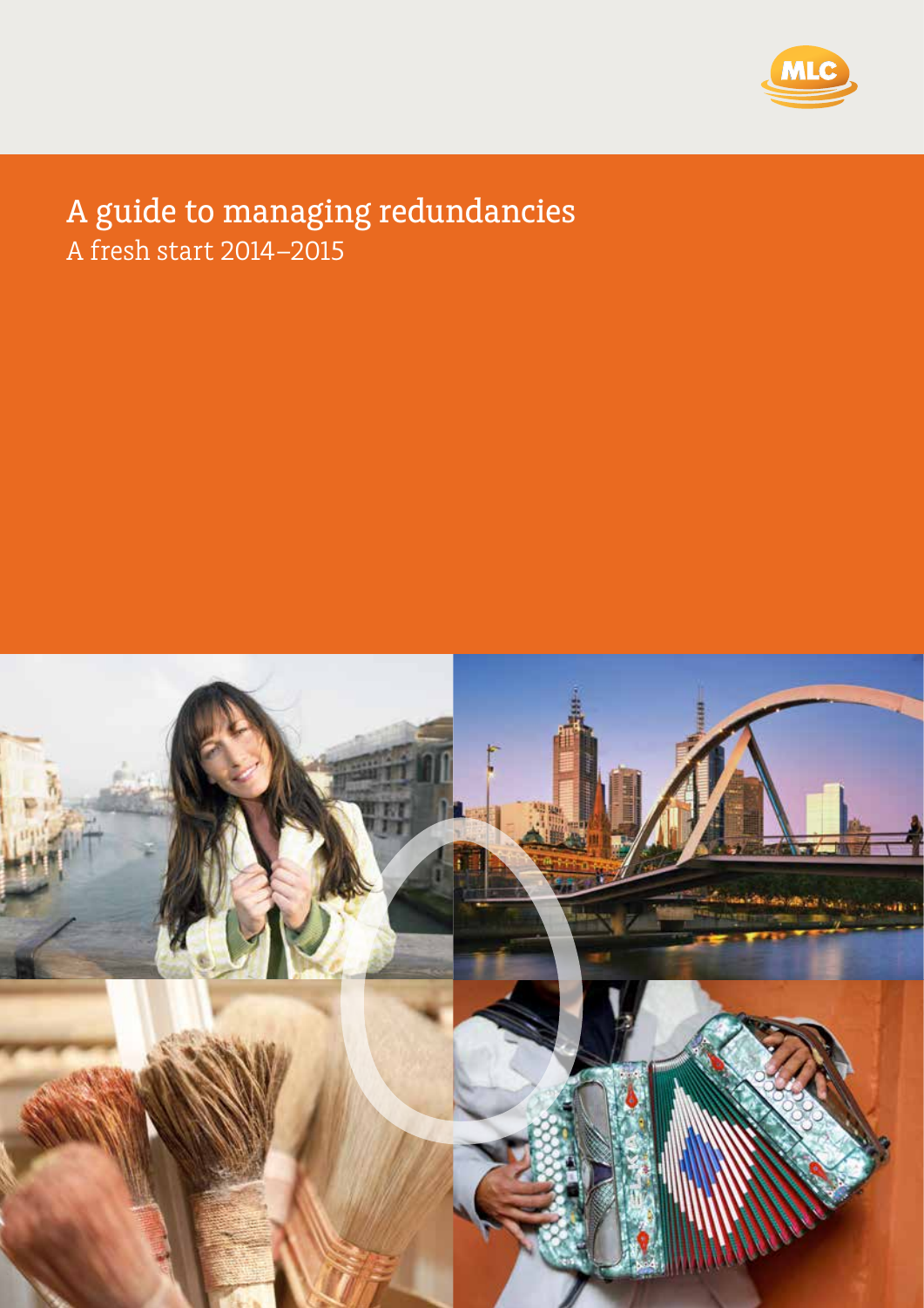# A guide to managing redundancies

A fresh start 2014–2015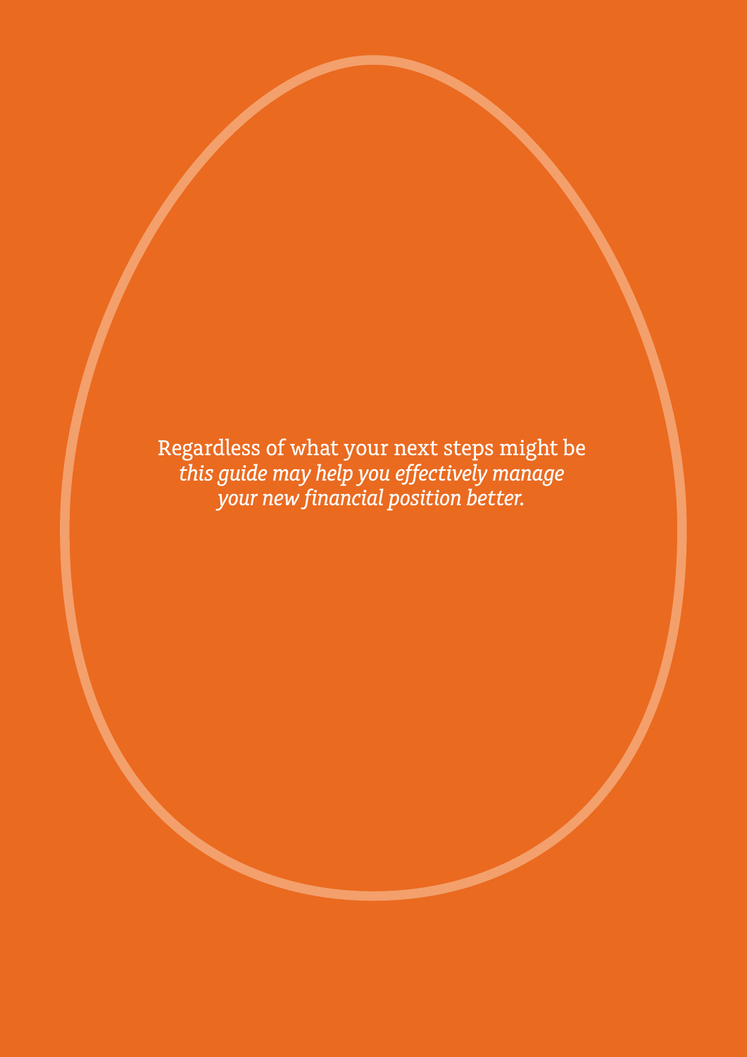Regardless of what your next steps might be
*this guide may help you effectively manage*
*your new financial position better.*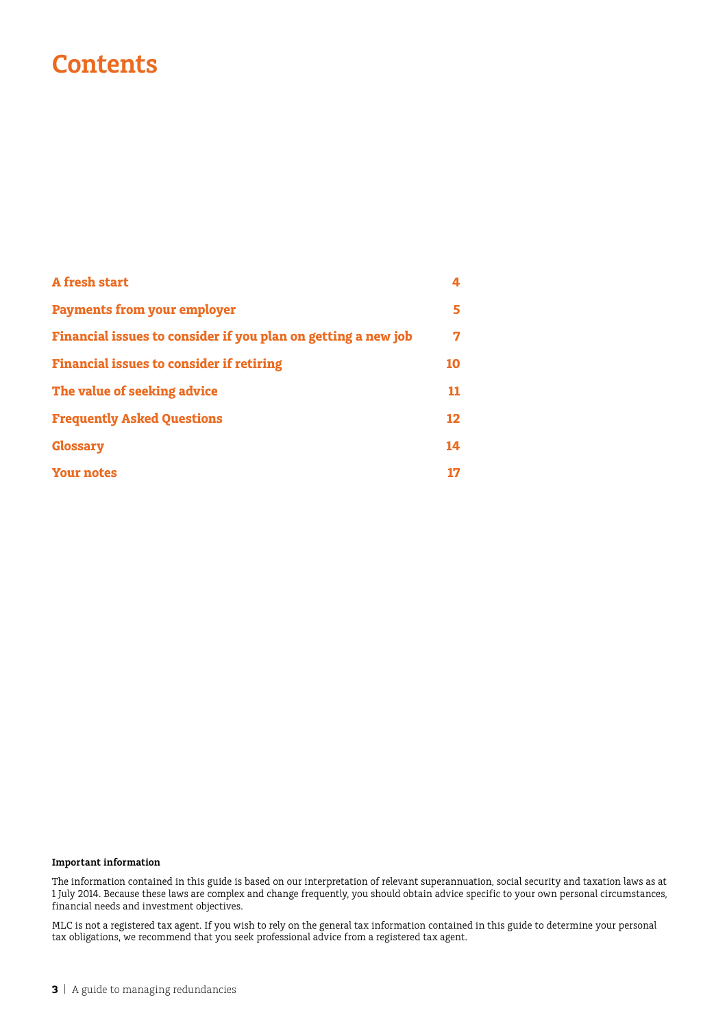# Contents

| | |
|---|---|
| **A fresh start** | **4** |
| **Payments from your employer** | **5** |
| **Financial issues to consider if you plan on getting a new job** | **7** |
| **Financial issues to consider if retiring** | **10** |
| **The value of seeking advice** | **11** |
| **Frequently Asked Questions** | **12** |
| **Glossary** | **14** |
| **Your notes** | **17** |

**Important information**

The information contained in this guide is based on our interpretation of relevant superannuation, social security and taxation laws as at 1 July 2014. Because these laws are complex and change frequently, you should obtain advice specific to your own personal circumstances, financial needs and investment objectives.

MLC is not a registered tax agent. If you wish to rely on the general tax information contained in this guide to determine your personal tax obligations, we recommend that you seek professional advice from a registered tax agent.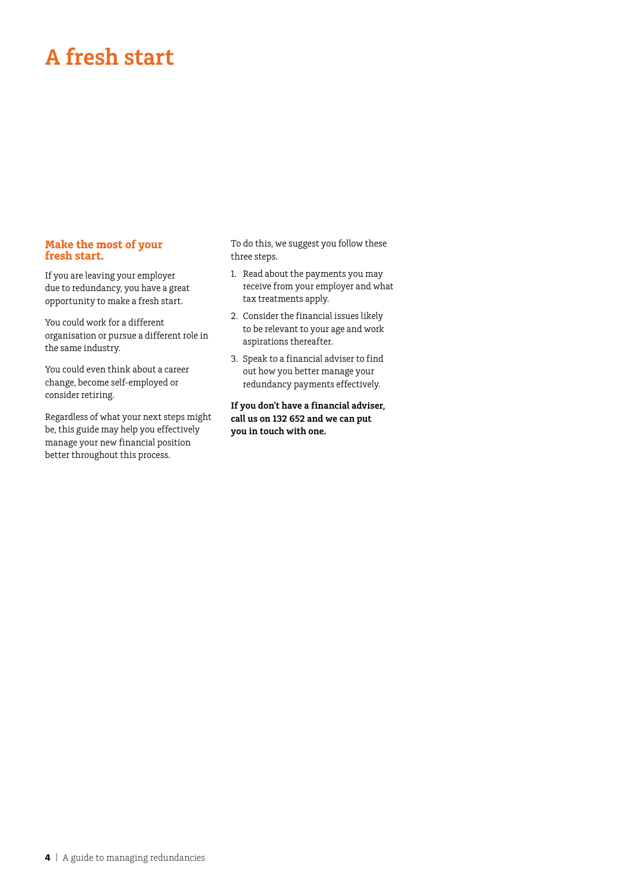# A fresh start

## Make the most of your fresh start.

If you are leaving your employer due to redundancy, you have a great opportunity to make a fresh start.

You could work for a different organisation or pursue a different role in the same industry.

You could even think about a career change, become self-employed or consider retiring.

Regardless of what your next steps might be, this guide may help you effectively manage your new financial position better throughout this process.

To do this, we suggest you follow these three steps.

1. Read about the payments you may receive from your employer and what tax treatments apply.
2. Consider the financial issues likely to be relevant to your age and work aspirations thereafter.
3. Speak to a financial adviser to find out how you better manage your redundancy payments effectively.

**If you don't have a financial adviser, call us on 132 652 and we can put you in touch with one.**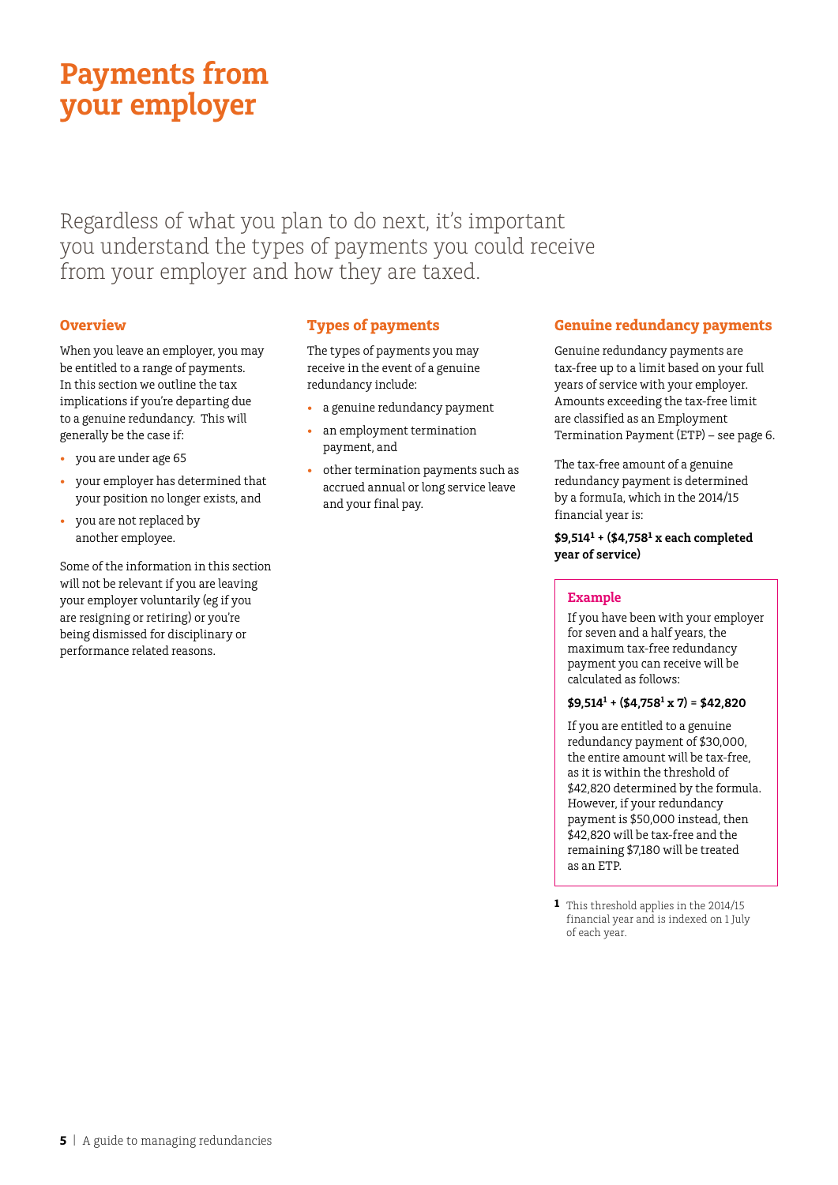# Payments from your employer

Regardless of what you plan to do next, it's important you understand the types of payments you could receive from your employer and how they are taxed.

## Overview

When you leave an employer, you may be entitled to a range of payments. In this section we outline the tax implications if you're departing due to a genuine redundancy. This will generally be the case if:

- you are under age 65
- your employer has determined that your position no longer exists, and
- you are not replaced by another employee.

Some of the information in this section will not be relevant if you are leaving your employer voluntarily (eg if you are resigning or retiring) or you're being dismissed for disciplinary or performance related reasons.

## Types of payments

The types of payments you may receive in the event of a genuine redundancy include:

- a genuine redundancy payment
- an employment termination payment, and
- other termination payments such as accrued annual or long service leave and your final pay.

## Genuine redundancy payments

Genuine redundancy payments are tax-free up to a limit based on your full years of service with your employer. Amounts exceeding the tax-free limit are classified as an Employment Termination Payment (ETP) – see page 6.

The tax-free amount of a genuine redundancy payment is determined by a formula, which in the 2014/15 financial year is:

**$9,514[1] + ($4,758[1] x each completed year of service)**

### Example

If you have been with your employer for seven and a half years, the maximum tax-free redundancy payment you can receive will be calculated as follows:

**$9,514[1] + ($4,758[1] x 7) = $42,820**

If you are entitled to a genuine redundancy payment of $30,000, the entire amount will be tax-free, as it is within the threshold of $42,820 determined by the formula. However, if your redundancy payment is $50,000 instead, then $42,820 will be tax-free and the remaining $7,180 will be treated as an ETP.

[1] This threshold applies in the 2014/15 financial year and is indexed on 1 July of each year.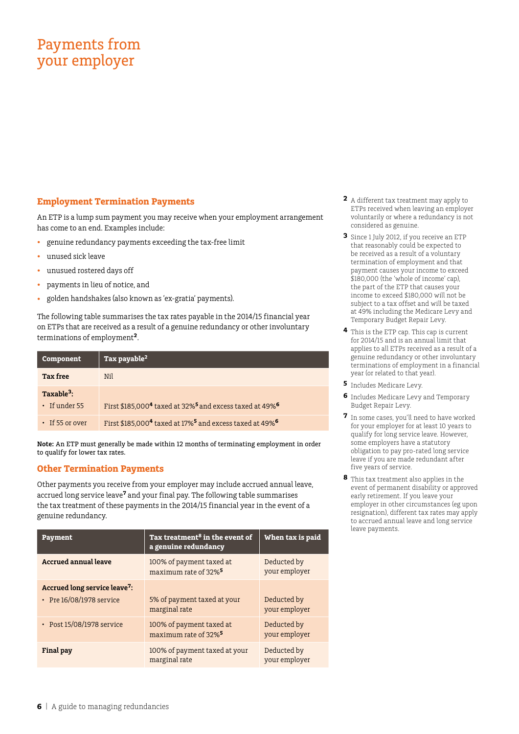# Payments from your employer

## Employment Termination Payments

An ETP is a lump sum payment you may receive when your employment arrangement has come to an end. Examples include:

- genuine redundancy payments exceeding the tax-free limit
- unused sick leave
- unused rostered days off
- payments in lieu of notice, and
- golden handshakes (also known as 'ex-gratia' payments).

The following table summarises the tax rates payable in the 2014/15 financial year on ETPs that are received as a result of a genuine redundancy or other involuntary terminations of employment[2].

| Component | Tax payable[2] |
|---|---|
| **Tax free** | Nil |
| **Taxable[3]:** | |
| • If under 55 | First $185,000[4] taxed at 32%[5] and excess taxed at 49%[6] |
| • If 55 or over | First $185,000[4] taxed at 17%[5] and excess taxed at 49%[6] |

**Note:** An ETP must generally be made within 12 months of terminating employment in order to qualify for lower tax rates.

## Other Termination Payments

Other payments you receive from your employer may include accrued annual leave, accrued long service leave[7] and your final pay. The following table summarises the tax treatment of these payments in the 2014/15 financial year in the event of a genuine redundancy.

| Payment | Tax treatment[8] in the event of a genuine redundancy | When tax is paid |
|---|---|---|
| **Accrued annual leave** | 100% of payment taxed at maximum rate of 32%[5] | Deducted by your employer |
| **Accrued long service leave[7]:** | | |
| • Pre 16/08/1978 service | 5% of payment taxed at your marginal rate | Deducted by your employer |
| • Post 15/08/1978 service | 100% of payment taxed at maximum rate of 32%[5] | Deducted by your employer |
| **Final pay** | 100% of payment taxed at your marginal rate | Deducted by your employer |

[2] A different tax treatment may apply to ETPs received when leaving an employer voluntarily or where a redundancy is not considered as genuine.

[3] Since 1 July 2012, if you receive an ETP that reasonably could be expected to be received as a result of a voluntary termination of employment and that payment causes your income to exceed $180,000 (the 'whole of income' cap), the part of the ETP that causes your income to exceed $180,000 will not be subject to a tax offset and will be taxed at 49% including the Medicare Levy and Temporary Budget Repair Levy.

[4] This is the ETP cap. This cap is current for 2014/15 and is an annual limit that applies to all ETPs received as a result of a genuine redundancy or other involuntary terminations of employment in a financial year (or related to that year).

[5] Includes Medicare Levy.

[6] Includes Medicare Levy and Temporary Budget Repair Levy.

[7] In some cases, you'll need to have worked for your employer for at least 10 years to qualify for long service leave. However, some employers have a statutory obligation to pay pro-rated long service leave if you are made redundant after five years of service.

[8] This tax treatment also applies in the event of permanent disability or approved early retirement. If you leave your employer in other circumstances (eg upon resignation), different tax rates may apply to accrued annual leave and long service leave payments.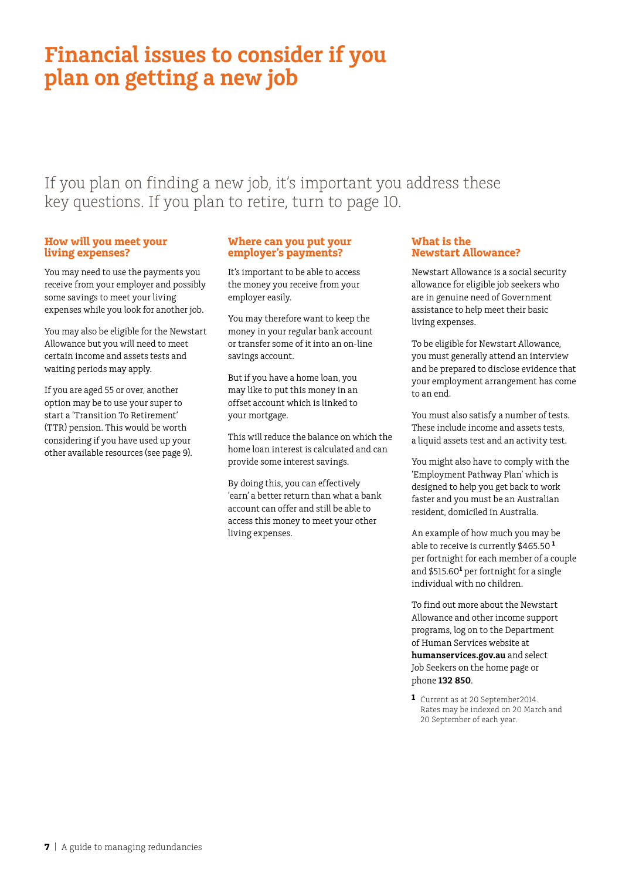# Financial issues to consider if you plan on getting a new job

If you plan on finding a new job, it's important you address these key questions. If you plan to retire, turn to page 10.

## How will you meet your living expenses?

You may need to use the payments you receive from your employer and possibly some savings to meet your living expenses while you look for another job.

You may also be eligible for the Newstart Allowance but you will need to meet certain income and assets tests and waiting periods may apply.

If you are aged 55 or over, another option may be to use your super to start a 'Transition To Retirement' (TTR) pension. This would be worth considering if you have used up your other available resources (see page 9).

## Where can you put your employer's payments?

It's important to be able to access the money you receive from your employer easily.

You may therefore want to keep the money in your regular bank account or transfer some of it into an on-line savings account.

But if you have a home loan, you may like to put this money in an offset account which is linked to your mortgage.

This will reduce the balance on which the home loan interest is calculated and can provide some interest savings.

By doing this, you can effectively 'earn' a better return than what a bank account can offer and still be able to access this money to meet your other living expenses.

## What is the Newstart Allowance?

Newstart Allowance is a social security allowance for eligible job seekers who are in genuine need of Government assistance to help meet their basic living expenses.

To be eligible for Newstart Allowance, you must generally attend an interview and be prepared to disclose evidence that your employment arrangement has come to an end.

You must also satisfy a number of tests. These include income and assets tests, a liquid assets test and an activity test.

You might also have to comply with the 'Employment Pathway Plan' which is designed to help you get back to work faster and you must be an Australian resident, domiciled in Australia.

An example of how much you may be able to receive is currently $465.50 [1] per fortnight for each member of a couple and $515.60[1] per fortnight for a single individual with no children.

To find out more about the Newstart Allowance and other income support programs, log on to the Department of Human Services website at **humanservices.gov.au** and select Job Seekers on the home page or phone **132 850**.

[1] Current as at 20 September2014. Rates may be indexed on 20 March and 20 September of each year.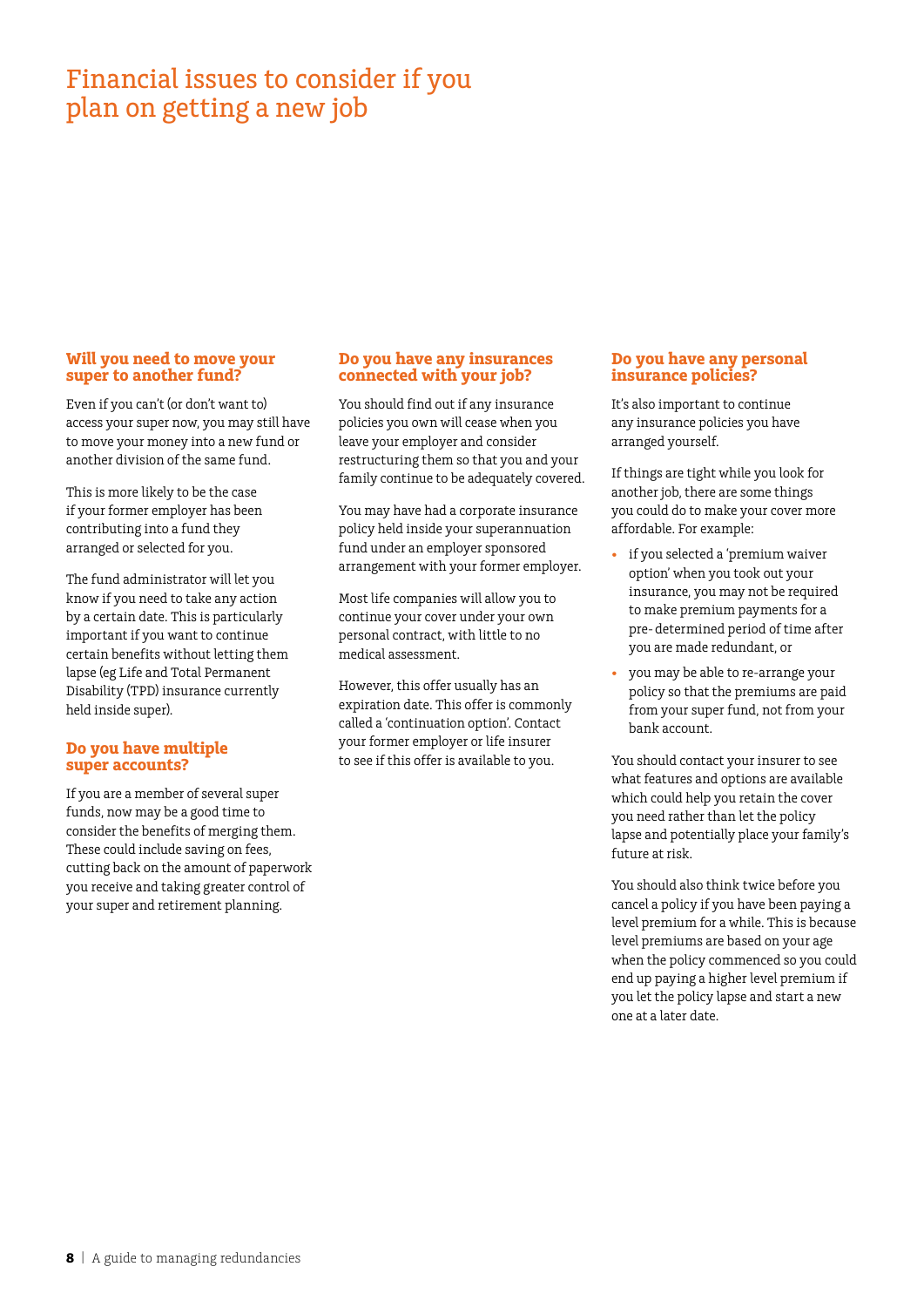# Financial issues to consider if you plan on getting a new job

### Will you need to move your super to another fund?

Even if you can't (or don't want to) access your super now, you may still have to move your money into a new fund or another division of the same fund.

This is more likely to be the case if your former employer has been contributing into a fund they arranged or selected for you.

The fund administrator will let you know if you need to take any action by a certain date. This is particularly important if you want to continue certain benefits without letting them lapse (eg Life and Total Permanent Disability (TPD) insurance currently held inside super).

### Do you have multiple super accounts?

If you are a member of several super funds, now may be a good time to consider the benefits of merging them. These could include saving on fees, cutting back on the amount of paperwork you receive and taking greater control of your super and retirement planning.

### Do you have any insurances connected with your job?

You should find out if any insurance policies you own will cease when you leave your employer and consider restructuring them so that you and your family continue to be adequately covered.

You may have had a corporate insurance policy held inside your superannuation fund under an employer sponsored arrangement with your former employer.

Most life companies will allow you to continue your cover under your own personal contract, with little to no medical assessment.

However, this offer usually has an expiration date. This offer is commonly called a 'continuation option'. Contact your former employer or life insurer to see if this offer is available to you.

### Do you have any personal insurance policies?

It's also important to continue any insurance policies you have arranged yourself.

If things are tight while you look for another job, there are some things you could do to make your cover more affordable. For example:

- if you selected a 'premium waiver option' when you took out your insurance, you may not be required to make premium payments for a pre- determined period of time after you are made redundant, or
- you may be able to re-arrange your policy so that the premiums are paid from your super fund, not from your bank account.

You should contact your insurer to see what features and options are available which could help you retain the cover you need rather than let the policy lapse and potentially place your family's future at risk.

You should also think twice before you cancel a policy if you have been paying a level premium for a while. This is because level premiums are based on your age when the policy commenced so you could end up paying a higher level premium if you let the policy lapse and start a new one at a later date.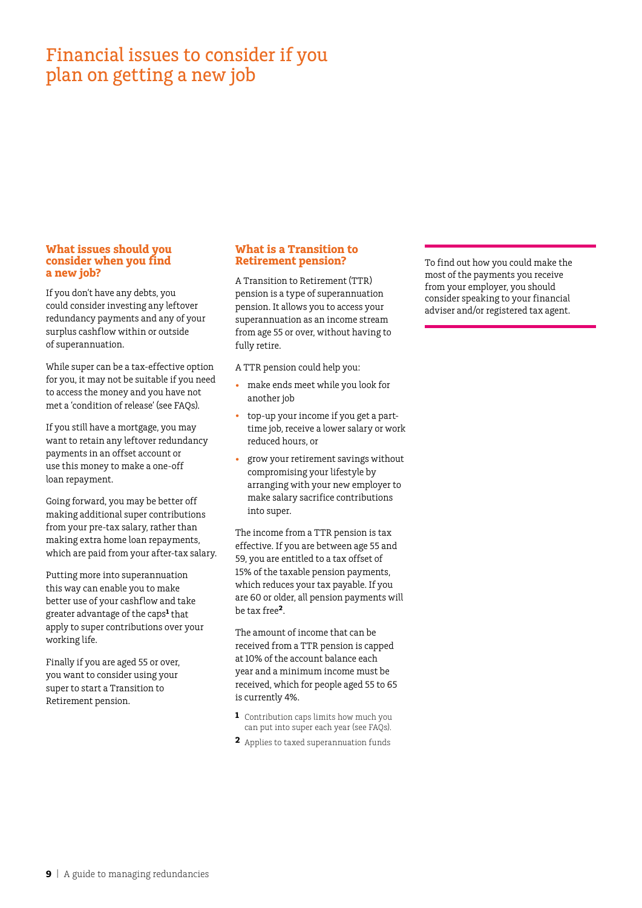# Financial issues to consider if you plan on getting a new job

## What issues should you consider when you find a new job?

If you don't have any debts, you could consider investing any leftover redundancy payments and any of your surplus cashflow within or outside of superannuation.

While super can be a tax-effective option for you, it may not be suitable if you need to access the money and you have not met a 'condition of release' (see FAQs).

If you still have a mortgage, you may want to retain any leftover redundancy payments in an offset account or use this money to make a one-off loan repayment.

Going forward, you may be better off making additional super contributions from your pre-tax salary, rather than making extra home loan repayments, which are paid from your after-tax salary.

Putting more into superannuation this way can enable you to make better use of your cashflow and take greater advantage of the caps[1] that apply to super contributions over your working life.

Finally if you are aged 55 or over, you want to consider using your super to start a Transition to Retirement pension.

## What is a Transition to Retirement pension?

A Transition to Retirement (TTR) pension is a type of superannuation pension. It allows you to access your superannuation as an income stream from age 55 or over, without having to fully retire.

A TTR pension could help you:

- make ends meet while you look for another job
- top-up your income if you get a part-time job, receive a lower salary or work reduced hours, or
- grow your retirement savings without compromising your lifestyle by arranging with your new employer to make salary sacrifice contributions into super.

The income from a TTR pension is tax effective. If you are between age 55 and 59, you are entitled to a tax offset of 15% of the taxable pension payments, which reduces your tax payable. If you are 60 or older, all pension payments will be tax free[2].

The amount of income that can be received from a TTR pension is capped at 10% of the account balance each year and a minimum income must be received, which for people aged 55 to 65 is currently 4%.

1 Contribution caps limits how much you can put into super each year (see FAQs).

2 Applies to taxed superannuation funds

To find out how you could make the most of the payments you receive from your employer, you should consider speaking to your financial adviser and/or registered tax agent.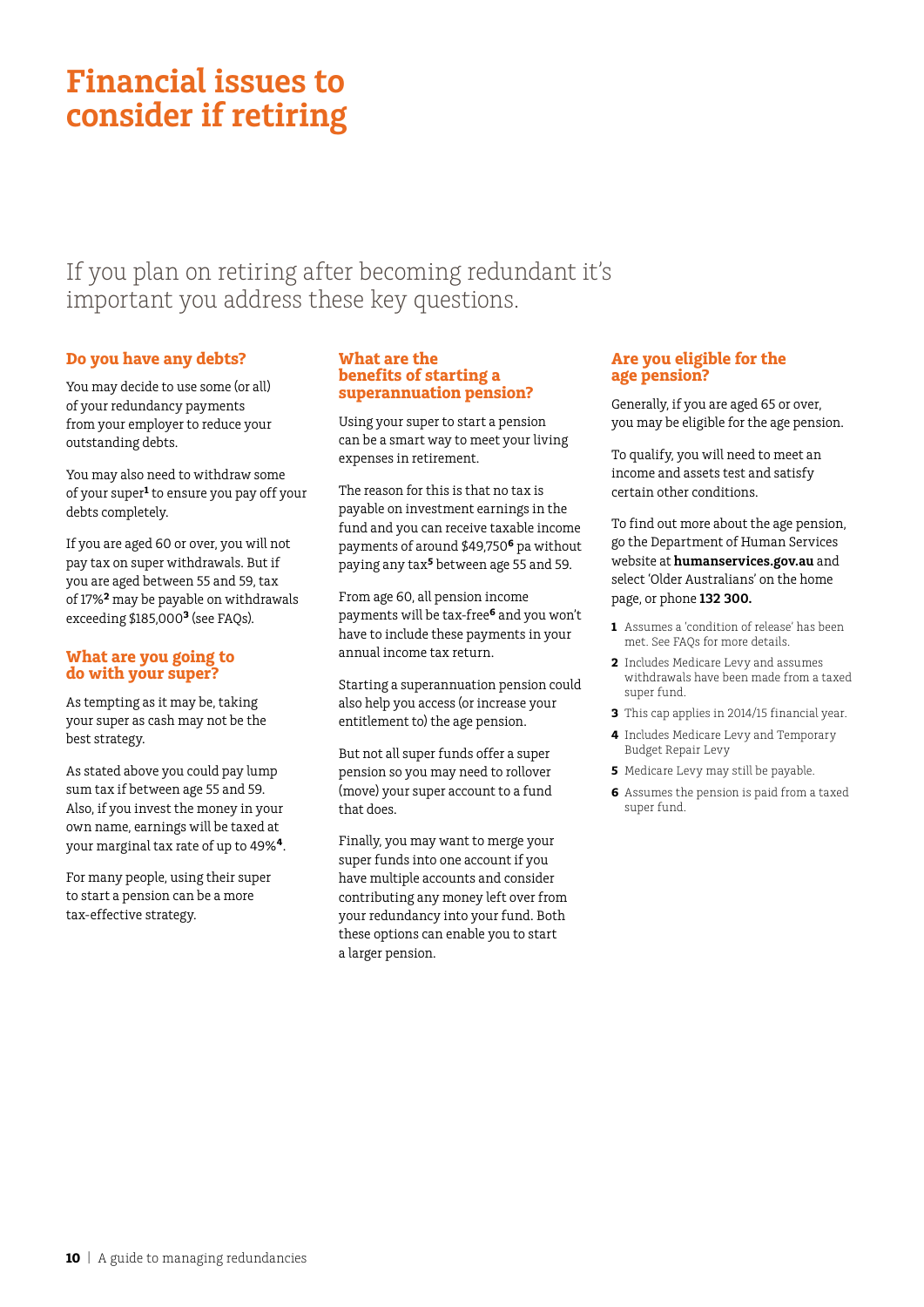# Financial issues to consider if retiring

If you plan on retiring after becoming redundant it's important you address these key questions.

## Do you have any debts?

You may decide to use some (or all) of your redundancy payments from your employer to reduce your outstanding debts.

You may also need to withdraw some of your super[1] to ensure you pay off your debts completely.

If you are aged 60 or over, you will not pay tax on super withdrawals. But if you are aged between 55 and 59, tax of 17%[2] may be payable on withdrawals exceeding $185,000[3] (see FAQs).

## What are you going to do with your super?

As tempting as it may be, taking your super as cash may not be the best strategy.

As stated above you could pay lump sum tax if between age 55 and 59. Also, if you invest the money in your own name, earnings will be taxed at your marginal tax rate of up to 49%[4].

For many people, using their super to start a pension can be a more tax-effective strategy.

## What are the benefits of starting a superannuation pension?

Using your super to start a pension can be a smart way to meet your living expenses in retirement.

The reason for this is that no tax is payable on investment earnings in the fund and you can receive taxable income payments of around $49,750[6] pa without paying any tax[5] between age 55 and 59.

From age 60, all pension income payments will be tax-free[6] and you won't have to include these payments in your annual income tax return.

Starting a superannuation pension could also help you access (or increase your entitlement to) the age pension.

But not all super funds offer a super pension so you may need to rollover (move) your super account to a fund that does.

Finally, you may want to merge your super funds into one account if you have multiple accounts and consider contributing any money left over from your redundancy into your fund. Both these options can enable you to start a larger pension.

## Are you eligible for the age pension?

Generally, if you are aged 65 or over, you may be eligible for the age pension.

To qualify, you will need to meet an income and assets test and satisfy certain other conditions.

To find out more about the age pension, go the Department of Human Services website at **humanservices.gov.au** and select 'Older Australians' on the home page, or phone **132 300.**

1. Assumes a 'condition of release' has been met. See FAQs for more details.
2. Includes Medicare Levy and assumes withdrawals have been made from a taxed super fund.
3. This cap applies in 2014/15 financial year.
4. Includes Medicare Levy and Temporary Budget Repair Levy
5. Medicare Levy may still be payable.
6. Assumes the pension is paid from a taxed super fund.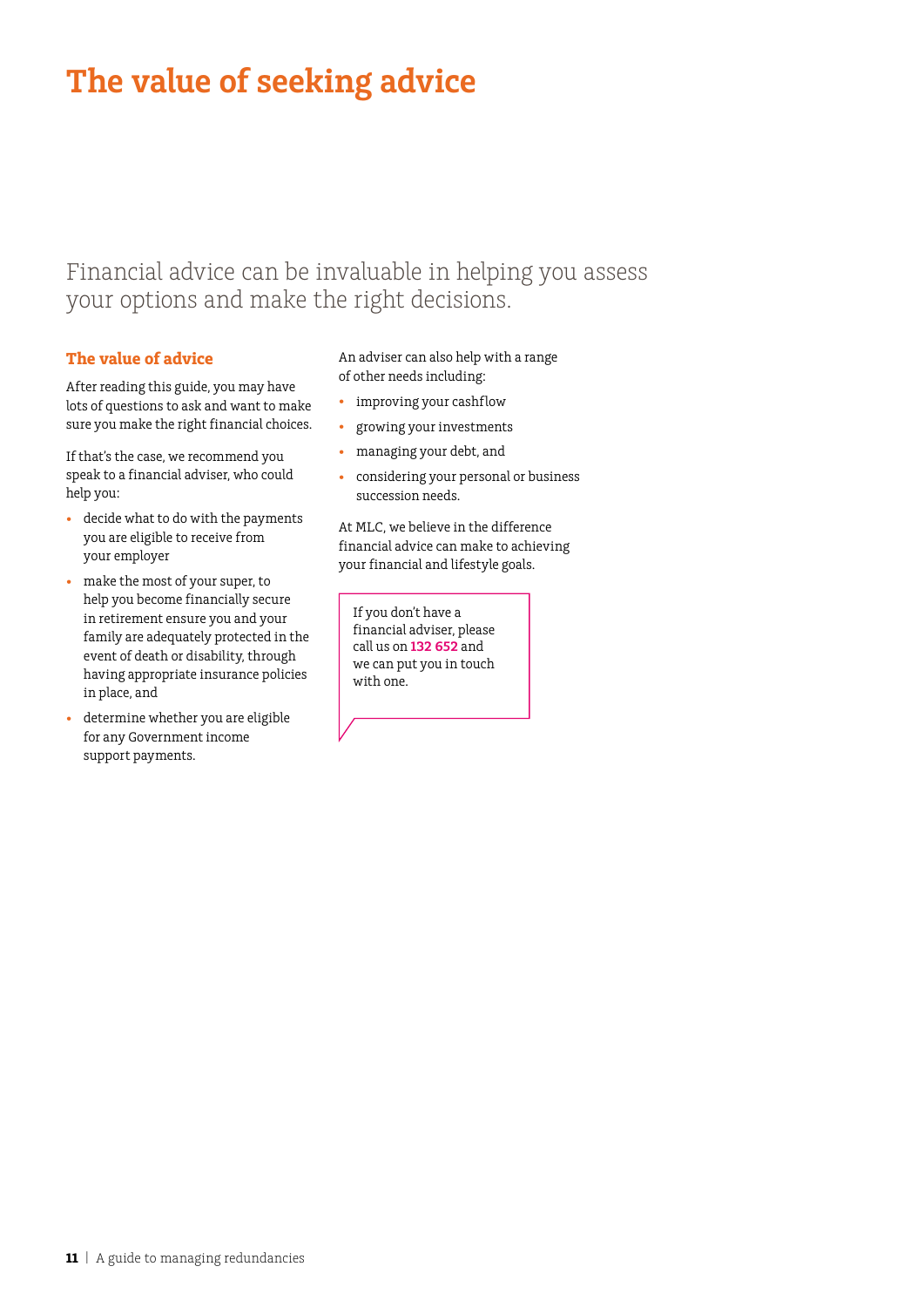# The value of seeking advice

Financial advice can be invaluable in helping you assess your options and make the right decisions.

## The value of advice

After reading this guide, you may have lots of questions to ask and want to make sure you make the right financial choices.

If that's the case, we recommend you speak to a financial adviser, who could help you:

- decide what to do with the payments you are eligible to receive from your employer
- make the most of your super, to help you become financially secure in retirement ensure you and your family are adequately protected in the event of death or disability, through having appropriate insurance policies in place, and
- determine whether you are eligible for any Government income support payments.

An adviser can also help with a range of other needs including:

- improving your cashflow
- growing your investments
- managing your debt, and
- considering your personal or business succession needs.

At MLC, we believe in the difference financial advice can make to achieving your financial and lifestyle goals.

If you don't have a financial adviser, please call us on **132 652** and we can put you in touch with one.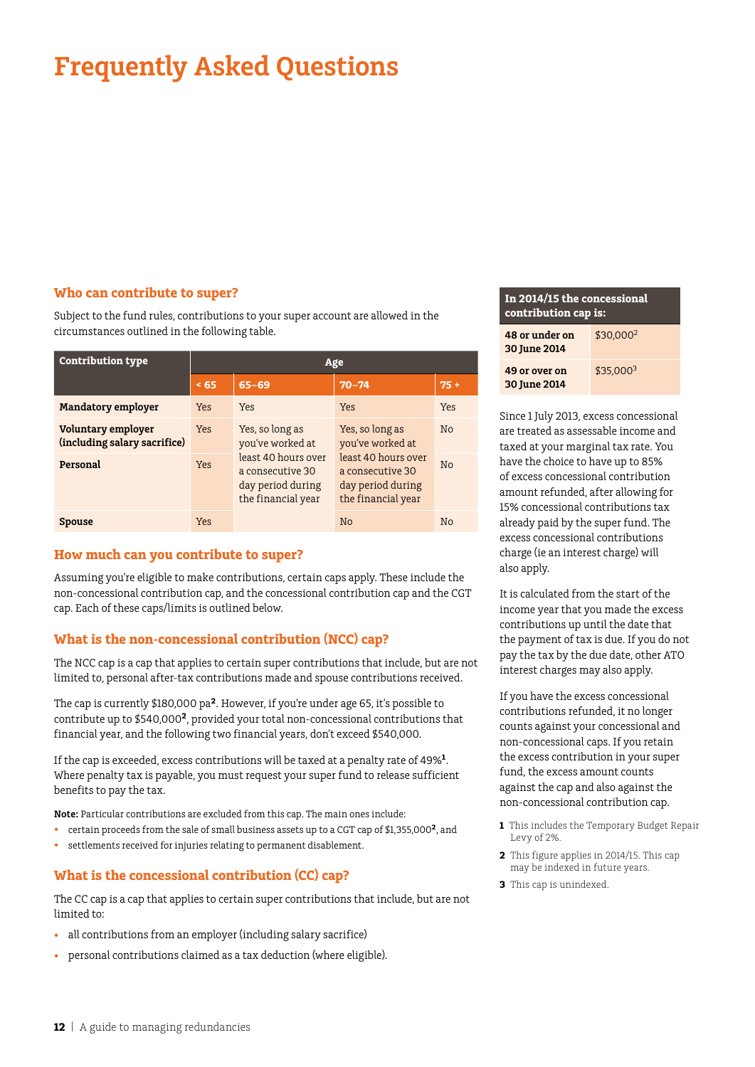# Frequently Asked Questions

## Who can contribute to super?

Subject to the fund rules, contributions to your super account are allowed in the circumstances outlined in the following table.

| Contribution type | Age | | | |
|---|---|---|---|---|
| | < 65 | 65–69 | 70–74 | 75 + |
| **Mandatory employer** | Yes | Yes | Yes | Yes |
| **Voluntary employer (including salary sacrifice)** | Yes | Yes, so long as you've worked at least 40 hours over a consecutive 30 day period during the financial year | Yes, so long as you've worked at least 40 hours over a consecutive 30 day period during the financial year | No |
| **Personal** | Yes | | | No |
| **Spouse** | Yes | | No | No |

## How much can you contribute to super?

Assuming you're eligible to make contributions, certain caps apply. These include the non-concessional contribution cap, and the concessional contribution cap and the CGT cap. Each of these caps/limits is outlined below.

## What is the non-concessional contribution (NCC) cap?

The NCC cap is a cap that applies to certain super contributions that include, but are not limited to, personal after-tax contributions made and spouse contributions received.

The cap is currently $180,000 pa[2]. However, if you're under age 65, it's possible to contribute up to $540,000[2], provided your total non-concessional contributions that financial year, and the following two financial years, don't exceed $540,000.

If the cap is exceeded, excess contributions will be taxed at a penalty rate of 49%[1]. Where penalty tax is payable, you must request your super fund to release sufficient benefits to pay the tax.

**Note:** Particular contributions are excluded from this cap. The main ones include:

- certain proceeds from the sale of small business assets up to a CGT cap of $1,355,000[2], and
- settlements received for injuries relating to permanent disablement.

## What is the concessional contribution (CC) cap?

The CC cap is a cap that applies to certain super contributions that include, but are not limited to:

- all contributions from an employer (including salary sacrifice)
- personal contributions claimed as a tax deduction (where eligible).

| In 2014/15 the concessional contribution cap is: | |
|---|---|
| **48 or under on 30 June 2014** | $30,000[2] |
| **49 or over on 30 June 2014** | $35,000[3] |

Since 1 July 2013, excess concessional are treated as assessable income and taxed at your marginal tax rate. You have the choice to have up to 85% of excess concessional contribution amount refunded, after allowing for 15% concessional contributions tax already paid by the super fund. The excess concessional contributions charge (ie an interest charge) will also apply.

It is calculated from the start of the income year that you made the excess contributions up until the date that the payment of tax is due. If you do not pay the tax by the due date, other ATO interest charges may also apply.

If you have the excess concessional contributions refunded, it no longer counts against your concessional and non-concessional caps. If you retain the excess contribution in your super fund, the excess amount counts against the cap and also against the non-concessional contribution cap.

1 This includes the Temporary Budget Repair Levy of 2%.

2 This figure applies in 2014/15. This cap may be indexed in future years.

3 This cap is unindexed.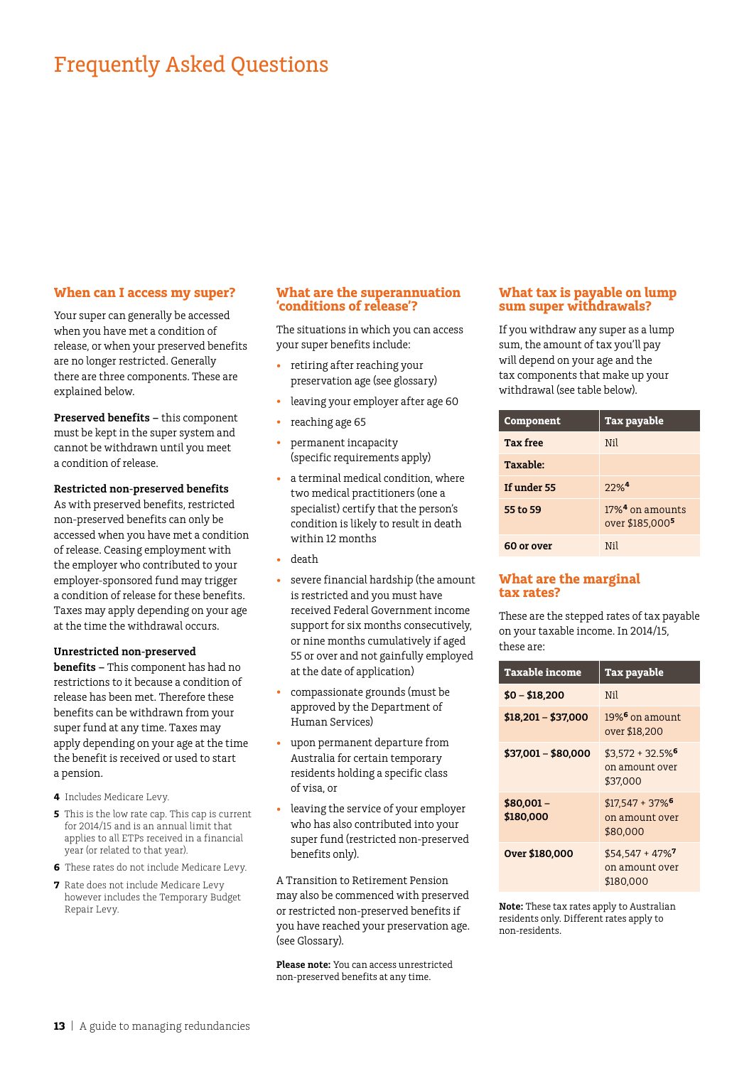# Frequently Asked Questions

## When can I access my super?

Your super can generally be accessed when you have met a condition of release, or when your preserved benefits are no longer restricted. Generally there are three components. These are explained below.

**Preserved benefits** – this component must be kept in the super system and cannot be withdrawn until you meet a condition of release.

**Restricted non-preserved benefits**
As with preserved benefits, restricted non-preserved benefits can only be accessed when you have met a condition of release. Ceasing employment with the employer who contributed to your employer-sponsored fund may trigger a condition of release for these benefits. Taxes may apply depending on your age at the time the withdrawal occurs.

**Unrestricted non-preserved benefits** – This component has had no restrictions to it because a condition of release has been met. Therefore these benefits can be withdrawn from your super fund at any time. Taxes may apply depending on your age at the time the benefit is received or used to start a pension.

**4** Includes Medicare Levy.

**5** This is the low rate cap. This cap is current for 2014/15 and is an annual limit that applies to all ETPs received in a financial year (or related to that year).

**6** These rates do not include Medicare Levy.

**7** Rate does not include Medicare Levy however includes the Temporary Budget Repair Levy.

## What are the superannuation 'conditions of release'?

The situations in which you can access your super benefits include:

- retiring after reaching your preservation age (see glossary)
- leaving your employer after age 60
- reaching age 65
- permanent incapacity (specific requirements apply)
- a terminal medical condition, where two medical practitioners (one a specialist) certify that the person's condition is likely to result in death within 12 months
- death
- severe financial hardship (the amount is restricted and you must have received Federal Government income support for six months consecutively, or nine months cumulatively if aged 55 or over and not gainfully employed at the date of application)
- compassionate grounds (must be approved by the Department of Human Services)
- upon permanent departure from Australia for certain temporary residents holding a specific class of visa, or
- leaving the service of your employer who has also contributed into your super fund (restricted non-preserved benefits only).

A Transition to Retirement Pension may also be commenced with preserved or restricted non-preserved benefits if you have reached your preservation age. (see Glossary).

**Please note:** You can access unrestricted non-preserved benefits at any time.

## What tax is payable on lump sum super withdrawals?

If you withdraw any super as a lump sum, the amount of tax you'll pay will depend on your age and the tax components that make up your withdrawal (see table below).

| Component | Tax payable |
|---|---|
| **Tax free** | Nil |
| **Taxable:** | |
| **If under 55** | 22%[4] |
| **55 to 59** | 17%[4] on amounts over $185,000[5] |
| **60 or over** | Nil |

## What are the marginal tax rates?

These are the stepped rates of tax payable on your taxable income. In 2014/15, these are:

| Taxable income | Tax payable |
|---|---|
| **$0 – $18,200** | Nil |
| **$18,201 – $37,000** | 19%[6] on amount over $18,200 |
| **$37,001 – $80,000** | $3,572 + 32.5%[6] on amount over $37,000 |
| **$80,001 – $180,000** | $17,547 + 37%[6] on amount over $80,000 |
| **Over $180,000** | $54,547 + 47%[7] on amount over $180,000 |

**Note:** These tax rates apply to Australian residents only. Different rates apply to non-residents.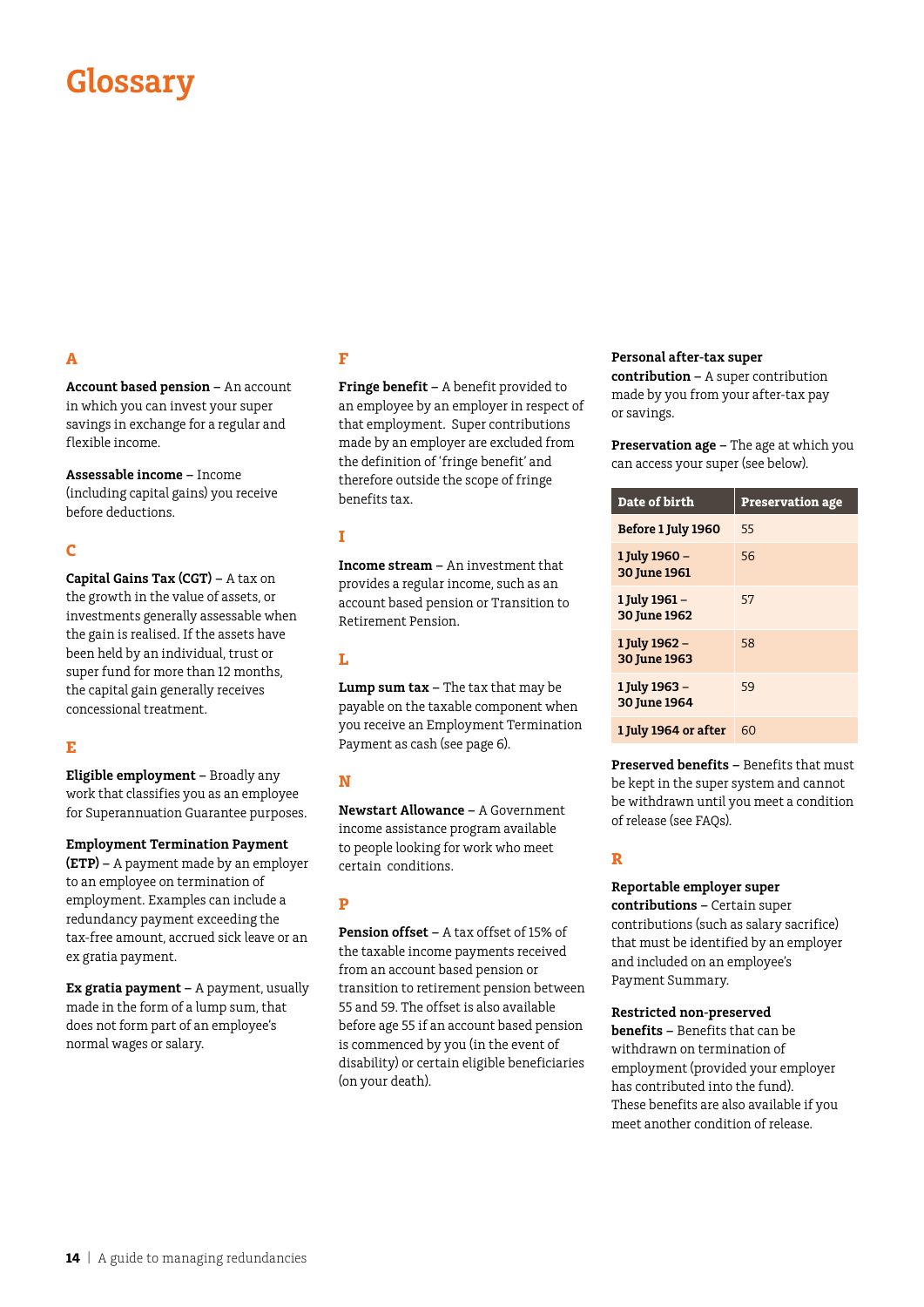# Glossary

## A

**Account based pension** – An account in which you can invest your super savings in exchange for a regular and flexible income.

**Assessable income** – Income (including capital gains) you receive before deductions.

## C

**Capital Gains Tax (CGT)** – A tax on the growth in the value of assets, or investments generally assessable when the gain is realised. If the assets have been held by an individual, trust or super fund for more than 12 months, the capital gain generally receives concessional treatment.

## E

**Eligible employment** – Broadly any work that classifies you as an employee for Superannuation Guarantee purposes.

**Employment Termination Payment (ETP)** – A payment made by an employer to an employee on termination of employment. Examples can include a redundancy payment exceeding the tax-free amount, accrued sick leave or an ex gratia payment.

**Ex gratia payment** – A payment, usually made in the form of a lump sum, that does not form part of an employee's normal wages or salary.

## F

**Fringe benefit** – A benefit provided to an employee by an employer in respect of that employment. Super contributions made by an employer are excluded from the definition of 'fringe benefit' and therefore outside the scope of fringe benefits tax.

## I

**Income stream** – An investment that provides a regular income, such as an account based pension or Transition to Retirement Pension.

## L

**Lump sum tax** – The tax that may be payable on the taxable component when you receive an Employment Termination Payment as cash (see page 6).

## N

**Newstart Allowance** – A Government income assistance program available to people looking for work who meet certain conditions.

## P

**Pension offset** – A tax offset of 15% of the taxable income payments received from an account based pension or transition to retirement pension between 55 and 59. The offset is also available before age 55 if an account based pension is commenced by you (in the event of disability) or certain eligible beneficiaries (on your death).

**Personal after-tax super contribution** – A super contribution made by you from your after-tax pay or savings.

**Preservation age** – The age at which you can access your super (see below).

| Date of birth | Preservation age |
|---|---|
| Before 1 July 1960 | 55 |
| 1 July 1960 – 30 June 1961 | 56 |
| 1 July 1961 – 30 June 1962 | 57 |
| 1 July 1962 – 30 June 1963 | 58 |
| 1 July 1963 – 30 June 1964 | 59 |
| 1 July 1964 or after | 60 |

**Preserved benefits** – Benefits that must be kept in the super system and cannot be withdrawn until you meet a condition of release (see FAQs).

## R

**Reportable employer super contributions** – Certain super contributions (such as salary sacrifice) that must be identified by an employer and included on an employee's Payment Summary.

**Restricted non-preserved benefits** – Benefits that can be withdrawn on termination of employment (provided your employer has contributed into the fund). These benefits are also available if you meet another condition of release.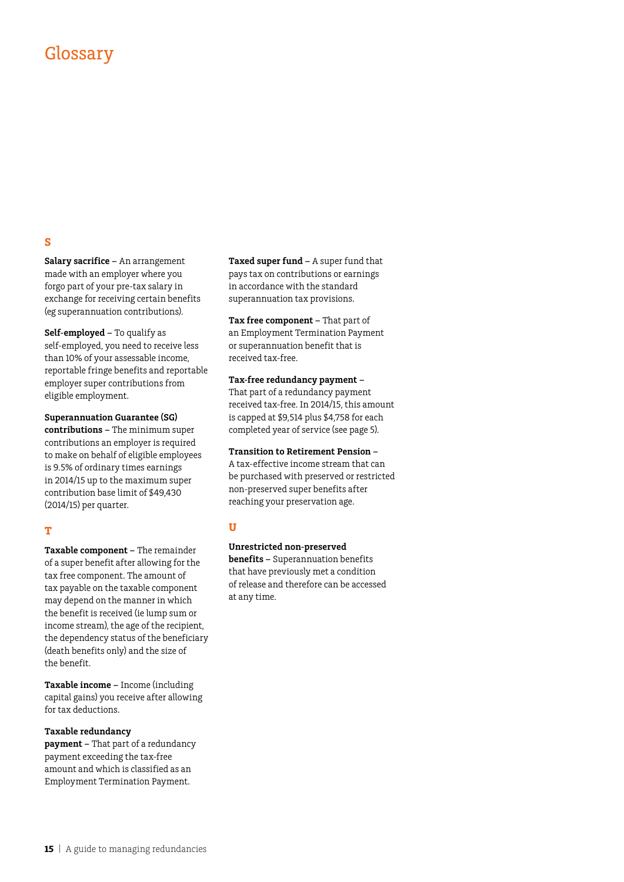# Glossary

## S

**Salary sacrifice** – An arrangement made with an employer where you forgo part of your pre-tax salary in exchange for receiving certain benefits (eg superannuation contributions).

**Self-employed** – To qualify as self-employed, you need to receive less than 10% of your assessable income, reportable fringe benefits and reportable employer super contributions from eligible employment.

**Superannuation Guarantee (SG) contributions** – The minimum super contributions an employer is required to make on behalf of eligible employees is 9.5% of ordinary times earnings in 2014/15 up to the maximum super contribution base limit of $49,430 (2014/15) per quarter.

## T

**Taxable component** – The remainder of a super benefit after allowing for the tax free component. The amount of tax payable on the taxable component may depend on the manner in which the benefit is received (ie lump sum or income stream), the age of the recipient, the dependency status of the beneficiary (death benefits only) and the size of the benefit.

**Taxable income** – Income (including capital gains) you receive after allowing for tax deductions.

**Taxable redundancy payment** – That part of a redundancy payment exceeding the tax-free amount and which is classified as an Employment Termination Payment.

**Taxed super fund** – A super fund that pays tax on contributions or earnings in accordance with the standard superannuation tax provisions.

**Tax free component** – That part of an Employment Termination Payment or superannuation benefit that is received tax-free.

**Tax-free redundancy payment** – That part of a redundancy payment received tax-free. In 2014/15, this amount is capped at $9,514 plus $4,758 for each completed year of service (see page 5).

**Transition to Retirement Pension** – A tax-effective income stream that can be purchased with preserved or restricted non-preserved super benefits after reaching your preservation age.

## U

**Unrestricted non-preserved benefits** – Superannuation benefits that have previously met a condition of release and therefore can be accessed at any time.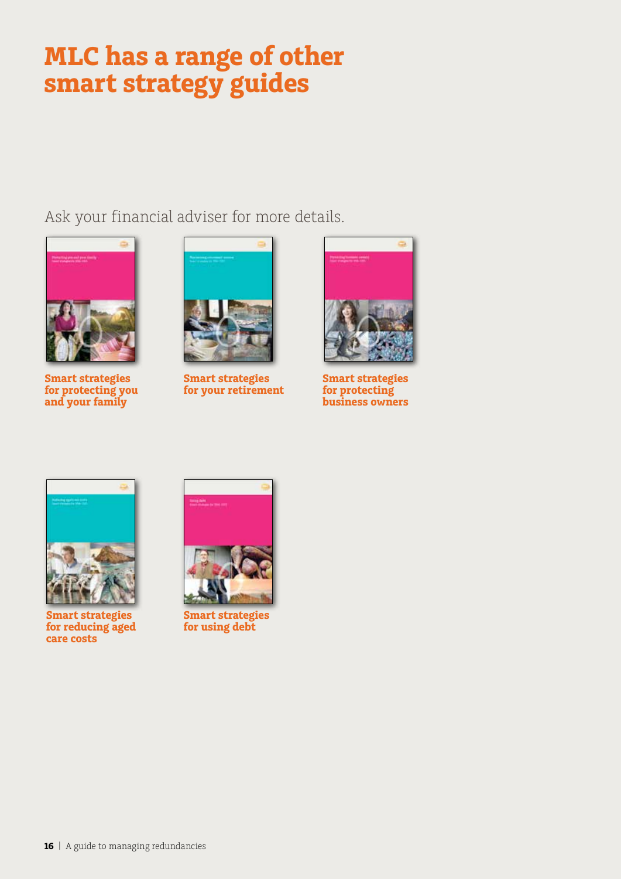# MLC has a range of other smart strategy guides

Ask your financial adviser for more details.

**Smart strategies for protecting you and your family**

**Smart strategies for your retirement**

**Smart strategies for protecting business owners**

**Smart strategies for reducing aged care costs**

**Smart strategies for using debt**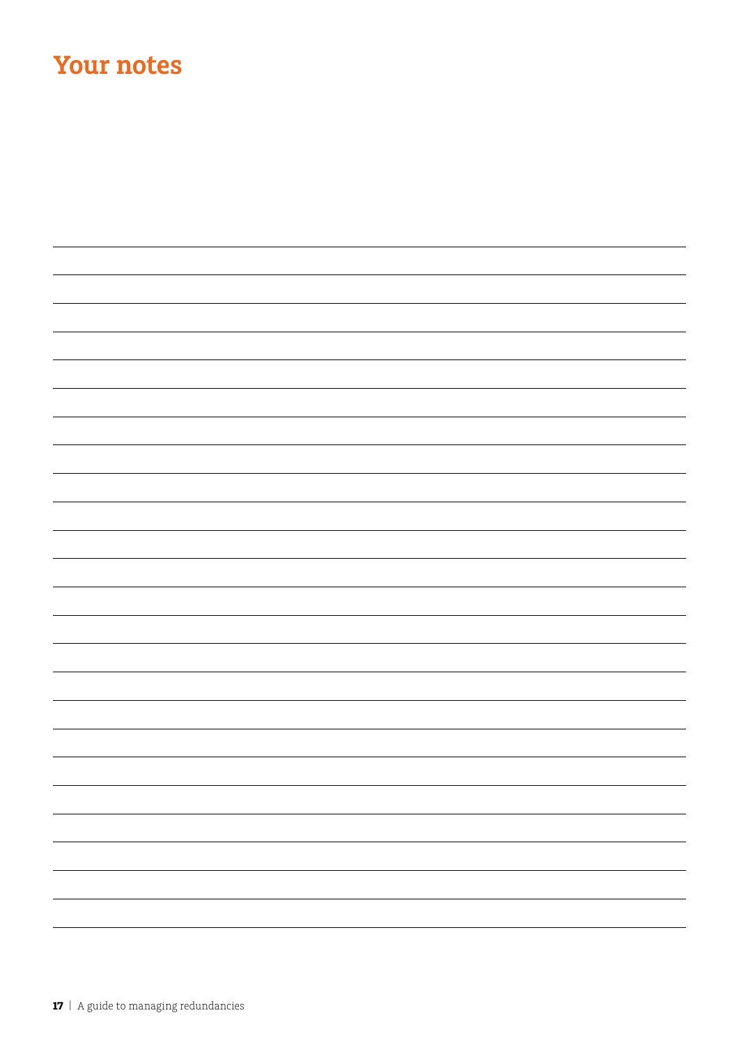# Your notes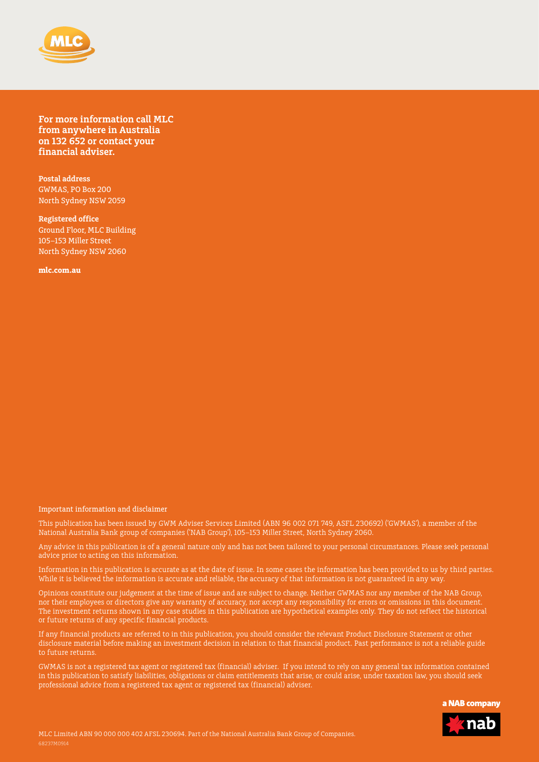**For more information call MLC from anywhere in Australia on 132 652 or contact your financial adviser.**

**Postal address**
GWMAS, PO Box 200
North Sydney NSW 2059

**Registered office**
Ground Floor, MLC Building
105–153 Miller Street
North Sydney NSW 2060

**mlc.com.au**

Important information and disclaimer

This publication has been issued by GWM Adviser Services Limited (ABN 96 002 071 749, ASFL 230692) ('GWMAS'), a member of the National Australia Bank group of companies ('NAB Group'), 105–153 Miller Street, North Sydney 2060.

Any advice in this publication is of a general nature only and has not been tailored to your personal circumstances. Please seek personal advice prior to acting on this information.

Information in this publication is accurate as at the date of issue. In some cases the information has been provided to us by third parties. While it is believed the information is accurate and reliable, the accuracy of that information is not guaranteed in any way.

Opinions constitute our judgement at the time of issue and are subject to change. Neither GWMAS nor any member of the NAB Group, nor their employees or directors give any warranty of accuracy, nor accept any responsibility for errors or omissions in this document. The investment returns shown in any case studies in this publication are hypothetical examples only. They do not reflect the historical or future returns of any specific financial products.

If any financial products are referred to in this publication, you should consider the relevant Product Disclosure Statement or other disclosure material before making an investment decision in relation to that financial product. Past performance is not a reliable guide to future returns.

GWMAS is not a registered tax agent or registered tax (financial) adviser. If you intend to rely on any general tax information contained in this publication to satisfy liabilities, obligations or claim entitlements that arise, or could arise, under taxation law, you should seek professional advice from a registered tax agent or registered tax (financial) adviser.

a NAB company

MLC Limited ABN 90 000 000 402 AFSL 230694. Part of the National Australia Bank Group of Companies.
68237M0914